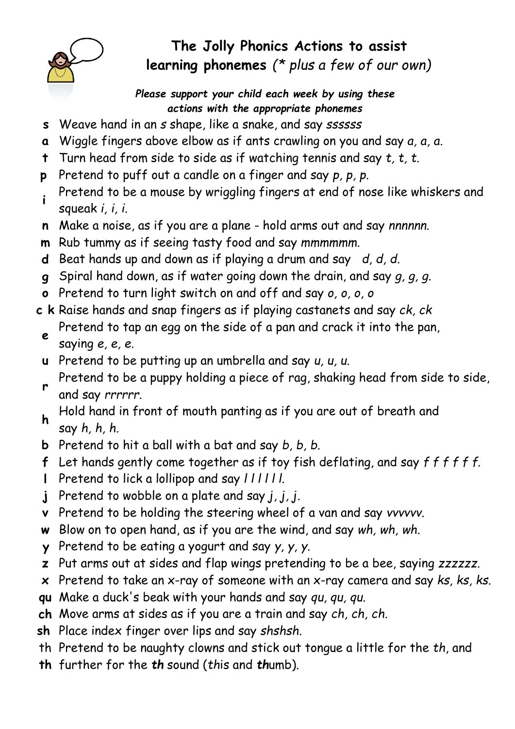# The Jolly Phonics Actions to assist learning phonemes *(\* plus a few of our own)*

***Please support your child each week by using these actions with the appropriate phonemes***

| | |
|---|---|
| **s** | Weave hand in an *s* shape, like a snake, and say *ssssss* |
| **a** | Wiggle fingers above elbow as if ants crawling on you and say *a, a, a.* |
| **t** | Turn head from side to side as if watching tennis and say *t, t, t.* |
| **p** | Pretend to puff out a candle on a finger and say *p, p, p.* |
| **i** | Pretend to be a mouse by wriggling fingers at end of nose like whiskers and squeak *i, i, i.* |
| **n** | Make a noise, as if you are a plane - hold arms out and say *nnnnnn.* |
| **m** | Rub tummy as if seeing tasty food and say *mmmmmm.* |
| **d** | Beat hands up and down as if playing a drum and say *d, d, d.* |
| **g** | Spiral hand down, as if water going down the drain, and say *g, g, g.* |
| **o** | Pretend to turn light switch on and off and say *o, o, o, o* |
| **c k** | Raise hands and snap fingers as if playing castanets and say *ck, ck* |
| **e** | Pretend to tap an egg on the side of a pan and crack it into the pan, saying *e, e, e.* |
| **u** | Pretend to be putting up an umbrella and say *u, u, u.* |
| **r** | Pretend to be a puppy holding a piece of rag, shaking head from side to side, and say *rrrrrr.* |
| **h** | Hold hand in front of mouth panting as if you are out of breath and say *h, h, h.* |
| **b** | Pretend to hit a ball with a bat and say *b, b, b.* |
| **f** | Let hands gently come together as if toy fish deflating, and say *f f f f f f.* |
| **l** | Pretend to lick a lollipop and say *l l l l l l.* |
| **j** | Pretend to wobble on a plate and say *j, j, j.* |
| **v** | Pretend to be holding the steering wheel of a van and say *vvvvvv.* |
| **w** | Blow on to open hand, as if you are the wind, and say *wh, wh, wh.* |
| **y** | Pretend to be eating a yogurt and say *y, y, y.* |
| **z** | Put arms out at sides and flap wings pretending to be a bee, saying *zzzzzz.* |
| **x** | Pretend to take an x-ray of someone with an x-ray camera and say *ks, ks, ks.* |
| **qu** | Make a duck's beak with your hands and say *qu, qu, qu.* |
| **ch** | Move arms at sides as if you are a train and say *ch, ch, ch.* |
| **sh** | Place index finger over lips and say *shshsh.* |
| th<br>**th** | Pretend to be naughty clowns and stick out tongue a little for the *th*, and further for the ***th*** sound (*this* and ***th****umb*). |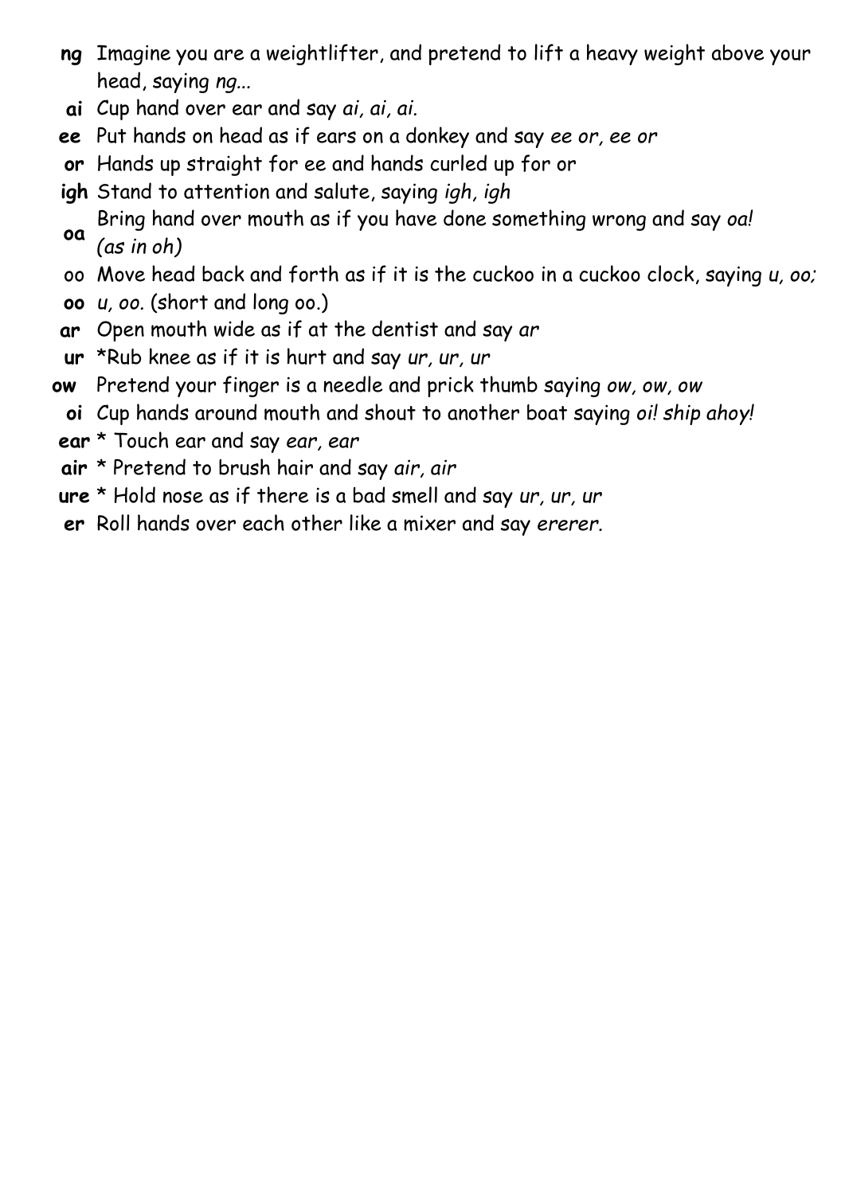**ng** Imagine you are a weightlifter, and pretend to lift a heavy weight above your head, saying *ng...*

**ai** Cup hand over ear and say *ai, ai, ai.*

**ee** Put hands on head as if ears on a donkey and say *ee or, ee or*

**or** Hands up straight for ee and hands curled up for or

**igh** Stand to attention and salute, saying *igh, igh*

**oa** Bring hand over mouth as if you have done something wrong and say *oa! (as in oh)*

oo Move head back and forth as if it is the cuckoo in a cuckoo clock, saying *u, oo;*

**oo** *u, oo.* (short and long oo.)

**ar** Open mouth wide as if at the dentist and say *ar*

**ur** *Rub knee as if it is hurt and say *ur, ur, ur*

**ow** Pretend your finger is a needle and prick thumb saying *ow, ow, ow*

**oi** Cup hands around mouth and shout to another boat saying *oi! ship ahoy!*

**ear** * Touch ear and say *ear, ear*

**air** * Pretend to brush hair and say *air, air*

**ure** * Hold nose as if there is a bad smell and say *ur, ur, ur*

**er** Roll hands over each other like a mixer and say *ererer.*